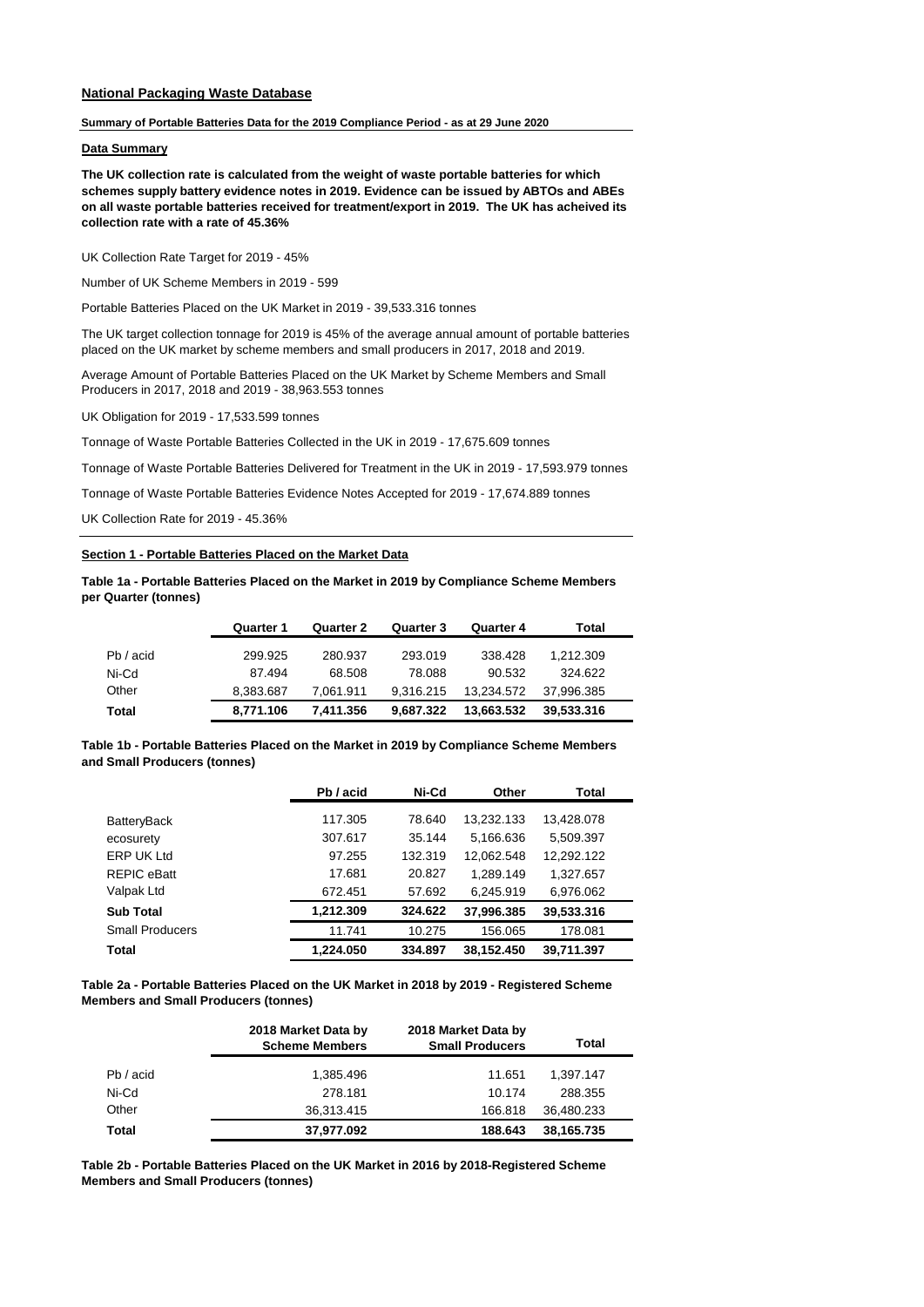**National Packaging Waste Database**

**Summary of Portable Batteries Data for the 2019 Compliance Period - as at 29 June 2020**

**Data Summary**

**The UK collection rate is calculated from the weight of waste portable batteries for which schemes supply battery evidence notes in 2019. Evidence can be issued by ABTOs and ABEs on all waste portable batteries received for treatment/export in 2019. The UK has acheived its collection rate with a rate of 45.36%**

UK Collection Rate Target for 2019 - 45%

Number of UK Scheme Members in 2019 - 599

Portable Batteries Placed on the UK Market in 2019 - 39,533.316 tonnes

The UK target collection tonnage for 2019 is 45% of the average annual amount of portable batteries placed on the UK market by scheme members and small producers in 2017, 2018 and 2019.

Average Amount of Portable Batteries Placed on the UK Market by Scheme Members and Small Producers in 2017, 2018 and 2019 - 38,963.553 tonnes

UK Obligation for 2019 - 17,533.599 tonnes

Tonnage of Waste Portable Batteries Collected in the UK in 2019 - 17,675.609 tonnes

Tonnage of Waste Portable Batteries Delivered for Treatment in the UK in 2019 - 17,593.979 tonnes

Tonnage of Waste Portable Batteries Evidence Notes Accepted for 2019 - 17,674.889 tonnes

UK Collection Rate for 2019 - 45.36%

**Section 1 - Portable Batteries Placed on the Market Data**

**Table 1a - Portable Batteries Placed on the Market in 2019 by Compliance Scheme Members per Quarter (tonnes)**

| | Quarter 1 | Quarter 2 | Quarter 3 | Quarter 4 | Total |
|---|---|---|---|---|---|
| Pb / acid | 299.925 | 280.937 | 293.019 | 338.428 | 1,212.309 |
| Ni-Cd | 87.494 | 68.508 | 78.088 | 90.532 | 324.622 |
| Other | 8,383.687 | 7,061.911 | 9,316.215 | 13,234.572 | 37,996.385 |
| **Total** | **8,771.106** | **7,411.356** | **9,687.322** | **13,663.532** | **39,533.316** |

**Table 1b - Portable Batteries Placed on the Market in 2019 by Compliance Scheme Members and Small Producers (tonnes)**

| | Pb / acid | Ni-Cd | Other | Total |
|---|---|---|---|---|
| BatteryBack | 117.305 | 78.640 | 13,232.133 | 13,428.078 |
| ecosurety | 307.617 | 35.144 | 5,166.636 | 5,509.397 |
| ERP UK Ltd | 97.255 | 132.319 | 12,062.548 | 12,292.122 |
| REPIC eBatt | 17.681 | 20.827 | 1,289.149 | 1,327.657 |
| Valpak Ltd | 672.451 | 57.692 | 6,245.919 | 6,976.062 |
| **Sub Total** | **1,212.309** | **324.622** | **37,996.385** | **39,533.316** |
| Small Producers | 11.741 | 10.275 | 156.065 | 178.081 |
| **Total** | **1,224.050** | **334.897** | **38,152.450** | **39,711.397** |

**Table 2a - Portable Batteries Placed on the UK Market in 2018 by 2019 - Registered Scheme Members and Small Producers (tonnes)**

| | 2018 Market Data by Scheme Members | 2018 Market Data by Small Producers | Total |
|---|---|---|---|
| Pb / acid | 1,385.496 | 11.651 | 1,397.147 |
| Ni-Cd | 278.181 | 10.174 | 288.355 |
| Other | 36,313.415 | 166.818 | 36,480.233 |
| **Total** | **37,977.092** | **188.643** | **38,165.735** |

**Table 2b - Portable Batteries Placed on the UK Market in 2016 by 2018-Registered Scheme Members and Small Producers (tonnes)**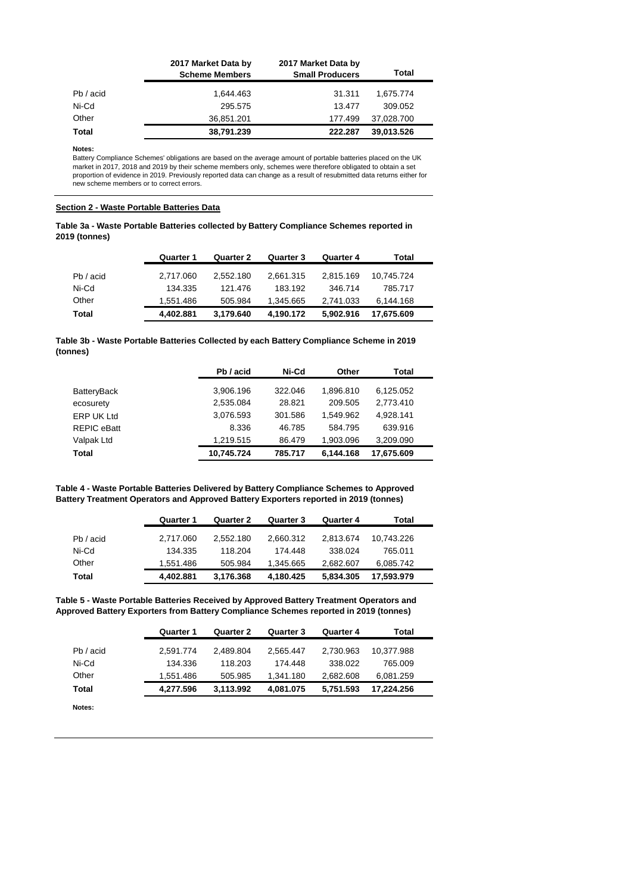| | 2017 Market Data by Scheme Members | 2017 Market Data by Small Producers | Total |
|---|---|---|---|
| Pb / acid | 1,644.463 | 31.311 | 1,675.774 |
| Ni-Cd | 295.575 | 13.477 | 309.052 |
| Other | 36,851.201 | 177.499 | 37,028.700 |
| **Total** | **38,791.239** | **222.287** | **39,013.526** |

**Notes:**

Battery Compliance Schemes' obligations are based on the average amount of portable batteries placed on the UK market in 2017, 2018 and 2019 by their scheme members only, schemes were therefore obligated to obtain a set proportion of evidence in 2019. Previously reported data can change as a result of resubmitted data returns either for new scheme members or to correct errors.

## Section 2 - Waste Portable Batteries Data

**Table 3a - Waste Portable Batteries collected by Battery Compliance Schemes reported in 2019 (tonnes)**

| | Quarter 1 | Quarter 2 | Quarter 3 | Quarter 4 | Total |
|---|---|---|---|---|---|
| Pb / acid | 2,717.060 | 2,552.180 | 2,661.315 | 2,815.169 | 10,745.724 |
| Ni-Cd | 134.335 | 121.476 | 183.192 | 346.714 | 785.717 |
| Other | 1,551.486 | 505.984 | 1,345.665 | 2,741.033 | 6,144.168 |
| **Total** | **4,402.881** | **3,179.640** | **4,190.172** | **5,902.916** | **17,675.609** |

**Table 3b - Waste Portable Batteries Collected by each Battery Compliance Scheme in 2019 (tonnes)**

| | Pb / acid | Ni-Cd | Other | Total |
|---|---|---|---|---|
| BatteryBack | 3,906.196 | 322.046 | 1,896.810 | 6,125.052 |
| ecosurety | 2,535.084 | 28.821 | 209.505 | 2,773.410 |
| ERP UK Ltd | 3,076.593 | 301.586 | 1,549.962 | 4,928.141 |
| REPIC eBatt | 8.336 | 46.785 | 584.795 | 639.916 |
| Valpak Ltd | 1,219.515 | 86.479 | 1,903.096 | 3,209.090 |
| **Total** | **10,745.724** | **785.717** | **6,144.168** | **17,675.609** |

**Table 4 - Waste Portable Batteries Delivered by Battery Compliance Schemes to Approved Battery Treatment Operators and Approved Battery Exporters reported in 2019 (tonnes)**

| | Quarter 1 | Quarter 2 | Quarter 3 | Quarter 4 | Total |
|---|---|---|---|---|---|
| Pb / acid | 2,717.060 | 2,552.180 | 2,660.312 | 2,813.674 | 10,743.226 |
| Ni-Cd | 134.335 | 118.204 | 174.448 | 338.024 | 765.011 |
| Other | 1,551.486 | 505.984 | 1,345.665 | 2,682.607 | 6,085.742 |
| **Total** | **4,402.881** | **3,176.368** | **4,180.425** | **5,834.305** | **17,593.979** |

**Table 5 - Waste Portable Batteries Received by Approved Battery Treatment Operators and Approved Battery Exporters from Battery Compliance Schemes reported in 2019 (tonnes)**

| | Quarter 1 | Quarter 2 | Quarter 3 | Quarter 4 | Total |
|---|---|---|---|---|---|
| Pb / acid | 2,591.774 | 2,489.804 | 2,565.447 | 2,730.963 | 10,377.988 |
| Ni-Cd | 134.336 | 118.203 | 174.448 | 338.022 | 765.009 |
| Other | 1,551.486 | 505.985 | 1,341.180 | 2,682.608 | 6,081.259 |
| **Total** | **4,277.596** | **3,113.992** | **4,081.075** | **5,751.593** | **17,224.256** |

**Notes:**